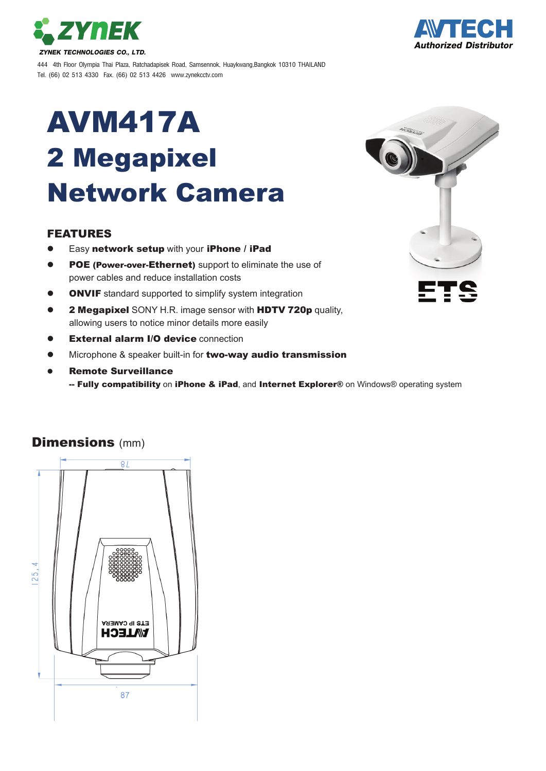ZYNEK

*ZYNEK TECHNOLOGIES CO., LTD.*

444 4th Floor Olympia Thai Plaza, Ratchadapisek Road, Samsennok, Huaykwang,Bangkok 10310 THAILAND
Tel. (66) 02 513 4330 Fax. (66) 02 513 4426 www.zynekcctv.com

AVTECH
*Authorized Distributor*

# AVM417A
# 2 Megapixel
# Network Camera

### FEATURES

- Easy **network setup** with your **iPhone / iPad**
- **POE (Power-over-Ethernet)** support to eliminate the use of power cables and reduce installation costs
- **ONVIF** standard supported to simplify system integration
- **2 Megapixel** SONY H.R. image sensor with **HDTV 720p** quality, allowing users to notice minor details more easily
- **External alarm I/O device** connection
- Microphone & speaker built-in for **two-way audio transmission**
- **Remote Surveillance**
  -- **Fully compatibility** on **iPhone & iPad**, and **Internet Explorer®** on Windows® operating system

ETS

## Dimensions (mm)

78

125.4

87

ETS IP CAMERA
AVTECH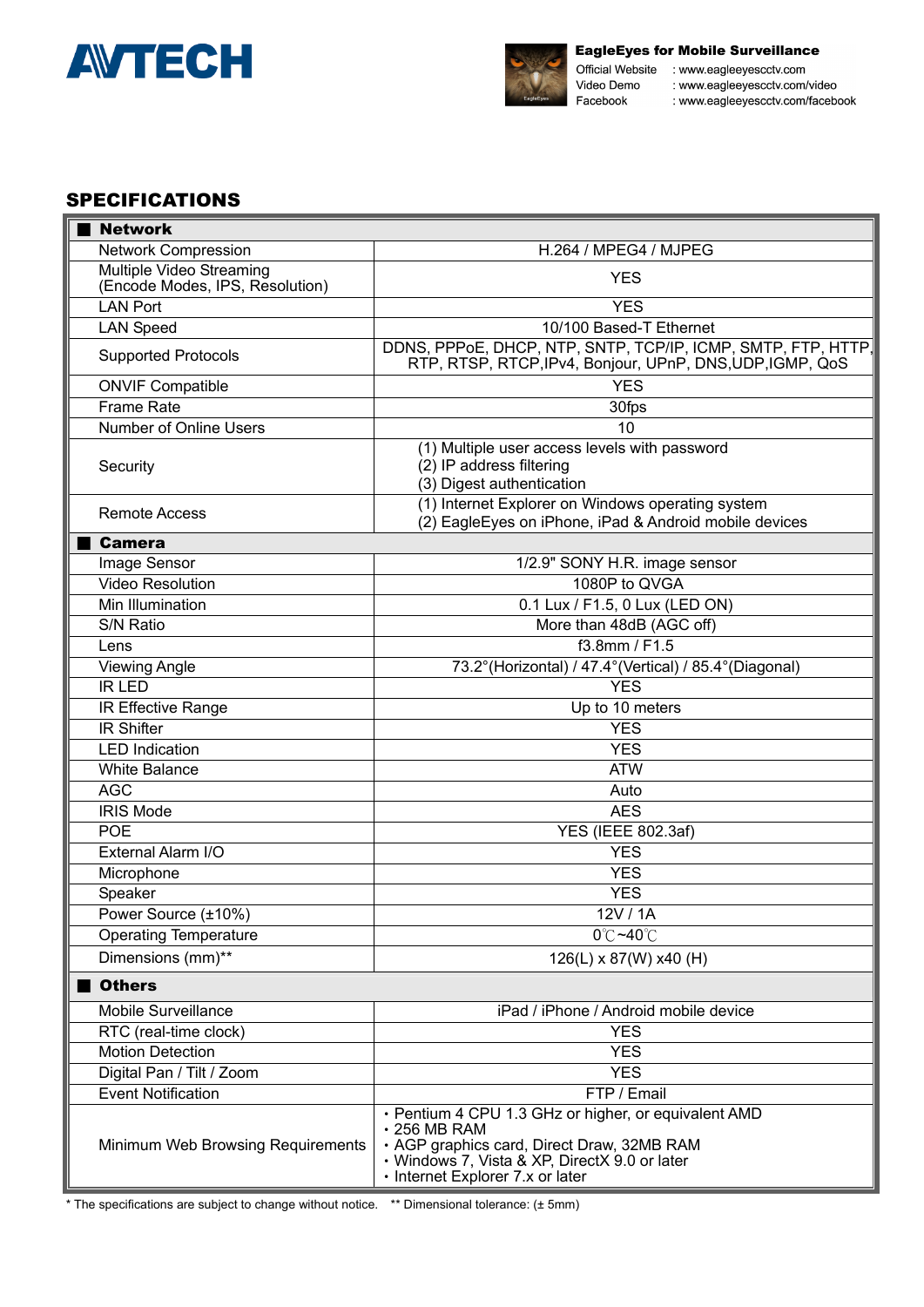# AVTECH

**EagleEyes for Mobile Surveillance**

Official Website : www.eagleeyescctv.com
Video Demo : www.eagleeyescctv.com/video
Facebook : www.eagleeyescctv.com/facebook

## SPECIFICATIONS

| | |
|---|---|
| **Network** | |
| Network Compression | H.264 / MPEG4 / MJPEG |
| Multiple Video Streaming (Encode Modes, IPS, Resolution) | YES |
| LAN Port | YES |
| LAN Speed | 10/100 Based-T Ethernet |
| Supported Protocols | DDNS, PPPoE, DHCP, NTP, SNTP, TCP/IP, ICMP, SMTP, FTP, HTTP, RTP, RTSP, RTCP,IPv4, Bonjour, UPnP, DNS,UDP,IGMP, QoS |
| ONVIF Compatible | YES |
| Frame Rate | 30fps |
| Number of Online Users | 10 |
| Security | (1) Multiple user access levels with password<br>(2) IP address filtering<br>(3) Digest authentication |
| Remote Access | (1) Internet Explorer on Windows operating system<br>(2) EagleEyes on iPhone, iPad & Android mobile devices |
| **Camera** | |
| Image Sensor | 1/2.9" SONY H.R. image sensor |
| Video Resolution | 1080P to QVGA |
| Min Illumination | 0.1 Lux / F1.5, 0 Lux (LED ON) |
| S/N Ratio | More than 48dB (AGC off) |
| Lens | f3.8mm / F1.5 |
| Viewing Angle | 73.2°(Horizontal) / 47.4°(Vertical) / 85.4°(Diagonal) |
| IR LED | YES |
| IR Effective Range | Up to 10 meters |
| IR Shifter | YES |
| LED Indication | YES |
| White Balance | ATW |
| AGC | Auto |
| IRIS Mode | AES |
| POE | YES (IEEE 802.3af) |
| External Alarm I/O | YES |
| Microphone | YES |
| Speaker | YES |
| Power Source (±10%) | 12V / 1A |
| Operating Temperature | 0℃~40℃ |
| Dimensions (mm)** | 126(L) x 87(W) x40 (H) |
| **Others** | |
| Mobile Surveillance | iPad / iPhone / Android mobile device |
| RTC (real-time clock) | YES |
| Motion Detection | YES |
| Digital Pan / Tilt / Zoom | YES |
| Event Notification | FTP / Email |
| Minimum Web Browsing Requirements | • Pentium 4 CPU 1.3 GHz or higher, or equivalent AMD<br>• 256 MB RAM<br>• AGP graphics card, Direct Draw, 32MB RAM<br>• Windows 7, Vista & XP, DirectX 9.0 or later<br>• Internet Explorer 7.x or later |

* The specifications are subject to change without notice. ** Dimensional tolerance: (± 5mm)